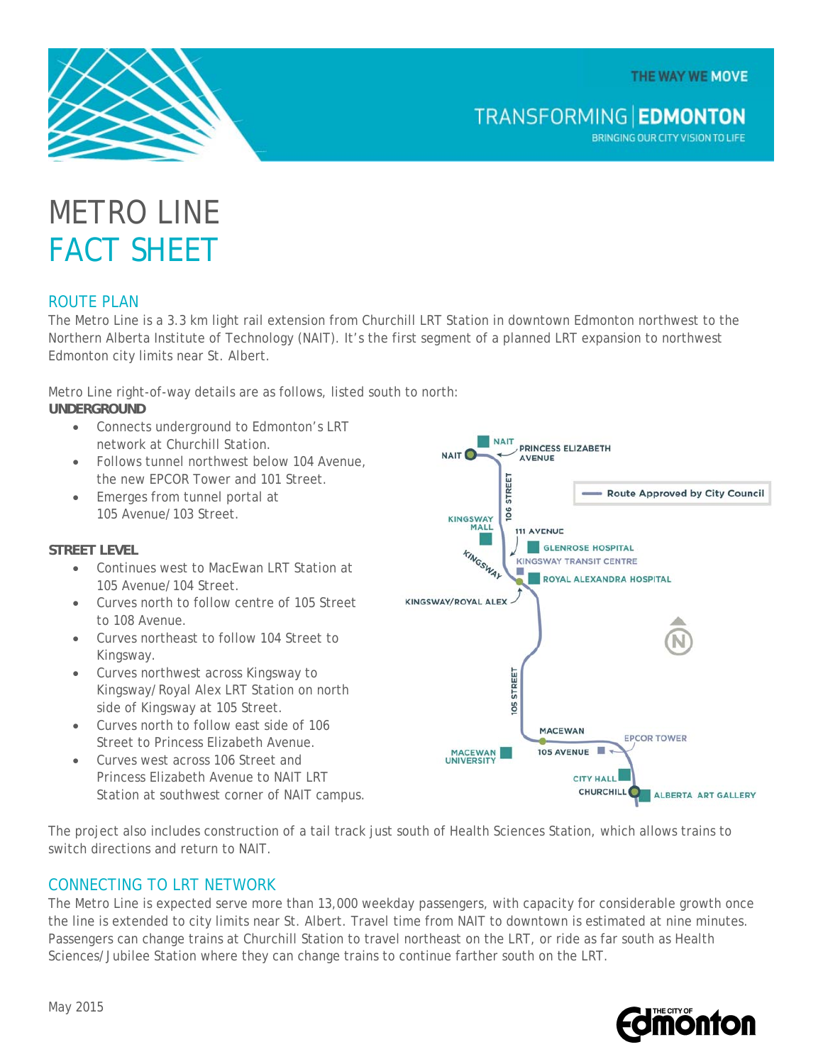THE WAY WE MOVE

TRANSFORMING | EDMONTON
BRINGING OUR CITY VISION TO LIFE

# METRO LINE
# FACT SHEET

## ROUTE PLAN

The Metro Line is a 3.3 km light rail extension from Churchill LRT Station in downtown Edmonton northwest to the Northern Alberta Institute of Technology (NAIT). It's the first segment of a planned LRT expansion to northwest Edmonton city limits near St. Albert.

Metro Line right-of-way details are as follows, listed south to north:

**UNDERGROUND**

- Connects underground to Edmonton's LRT network at Churchill Station.
- Follows tunnel northwest below 104 Avenue, the new EPCOR Tower and 101 Street.
- Emerges from tunnel portal at 105 Avenue/103 Street.

**STREET LEVEL**

- Continues west to MacEwan LRT Station at 105 Avenue/104 Street.
- Curves north to follow centre of 105 Street to 108 Avenue.
- Curves northeast to follow 104 Street to Kingsway.
- Curves northwest across Kingsway to Kingsway/Royal Alex LRT Station on north side of Kingsway at 105 Street.
- Curves north to follow east side of 106 Street to Princess Elizabeth Avenue.
- Curves west across 106 Street and Princess Elizabeth Avenue to NAIT LRT Station at southwest corner of NAIT campus.

The project also includes construction of a tail track just south of Health Sciences Station, which allows trains to switch directions and return to NAIT.

## CONNECTING TO LRT NETWORK

The Metro Line is expected serve more than 13,000 weekday passengers, with capacity for considerable growth once the line is extended to city limits near St. Albert. Travel time from NAIT to downtown is estimated at nine minutes. Passengers can change trains at Churchill Station to travel northeast on the LRT, or ride as far south as Health Sciences/Jubilee Station where they can change trains to continue farther south on the LRT.

May 2015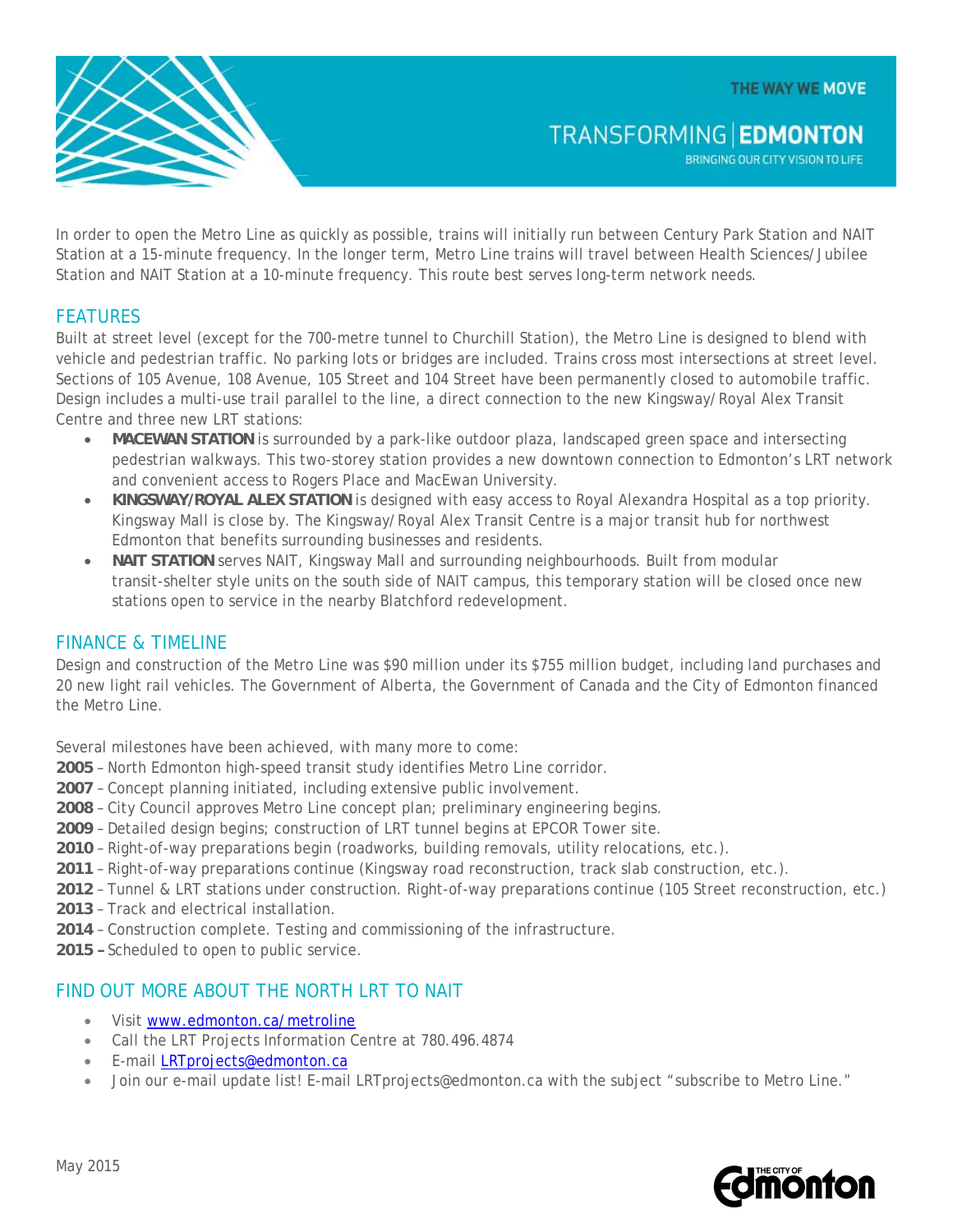In order to open the Metro Line as quickly as possible, trains will initially run between Century Park Station and NAIT Station at a 15-minute frequency. In the longer term, Metro Line trains will travel between Health Sciences/Jubilee Station and NAIT Station at a 10-minute frequency. This route best serves long-term network needs.

## FEATURES

Built at street level (except for the 700-metre tunnel to Churchill Station), the Metro Line is designed to blend with vehicle and pedestrian traffic. No parking lots or bridges are included. Trains cross most intersections at street level. Sections of 105 Avenue, 108 Avenue, 105 Street and 104 Street have been permanently closed to automobile traffic. Design includes a multi-use trail parallel to the line, a direct connection to the new Kingsway/Royal Alex Transit Centre and three new LRT stations:

- **MACEWAN STATION** is surrounded by a park-like outdoor plaza, landscaped green space and intersecting pedestrian walkways. This two-storey station provides a new downtown connection to Edmonton's LRT network and convenient access to Rogers Place and MacEwan University.
- **KINGSWAY/ROYAL ALEX STATION** is designed with easy access to Royal Alexandra Hospital as a top priority. Kingsway Mall is close by. The Kingsway/Royal Alex Transit Centre is a major transit hub for northwest Edmonton that benefits surrounding businesses and residents.
- **NAIT STATION** serves NAIT, Kingsway Mall and surrounding neighbourhoods. Built from modular transit-shelter style units on the south side of NAIT campus, this temporary station will be closed once new stations open to service in the nearby Blatchford redevelopment.

## FINANCE & TIMELINE

Design and construction of the Metro Line was $90 million under its $755 million budget, including land purchases and 20 new light rail vehicles. The Government of Alberta, the Government of Canada and the City of Edmonton financed the Metro Line.

Several milestones have been achieved, with many more to come:

**2005** – North Edmonton high-speed transit study identifies Metro Line corridor.
**2007** – Concept planning initiated, including extensive public involvement.
**2008** – City Council approves Metro Line concept plan; preliminary engineering begins.
**2009** – Detailed design begins; construction of LRT tunnel begins at EPCOR Tower site.
**2010** – Right-of-way preparations begin (roadworks, building removals, utility relocations, etc.).
**2011** – Right-of-way preparations continue (Kingsway road reconstruction, track slab construction, etc.).
**2012** – Tunnel & LRT stations under construction. Right-of-way preparations continue (105 Street reconstruction, etc.)
**2013** – Track and electrical installation.
**2014** – Construction complete. Testing and commissioning of the infrastructure.
**2015 –** Scheduled to open to public service.

## FIND OUT MORE ABOUT THE NORTH LRT TO NAIT

- Visit www.edmonton.ca/metroline
- Call the LRT Projects Information Centre at 780.496.4874
- E-mail LRTprojects@edmonton.ca
- Join our e-mail update list! E-mail LRTprojects@edmonton.ca with the subject "subscribe to Metro Line."

May 2015